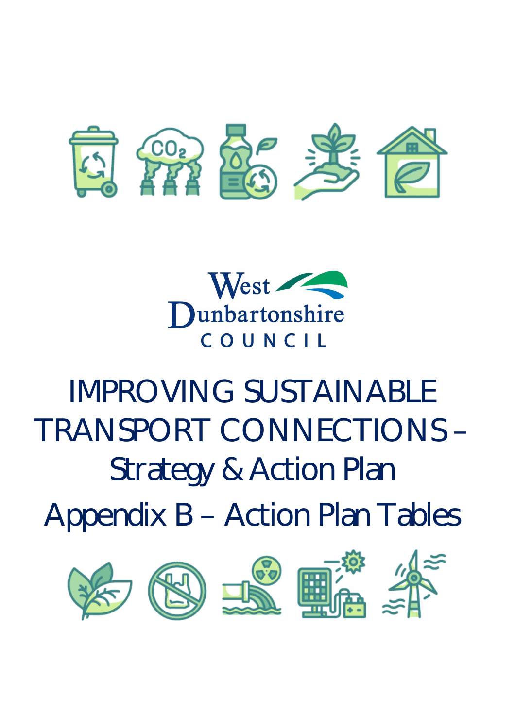West Dunbartonshire COUNCIL

# IMPROVING SUSTAINABLE TRANSPORT CONNECTIONS – Strategy & Action Plan

# Appendix B – Action Plan Tables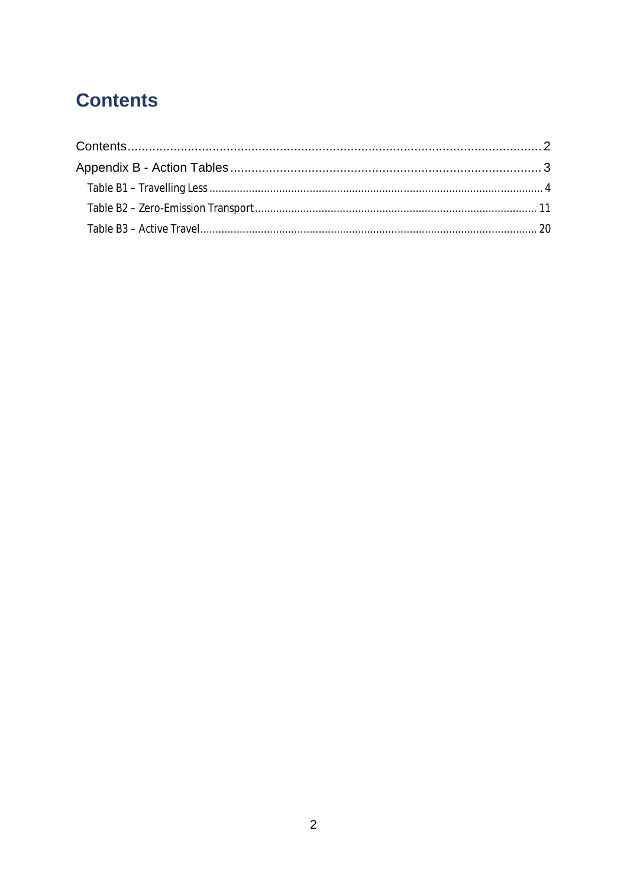# Contents

Contents.................................................................................................................... 2

Appendix B - Action Tables........................................................................................ 3

Table B1 – Travelling Less ............................................................................................................. 4

Table B2 – Zero-Emission Transport............................................................................................ 11

Table B3 – Active Travel.............................................................................................................. 20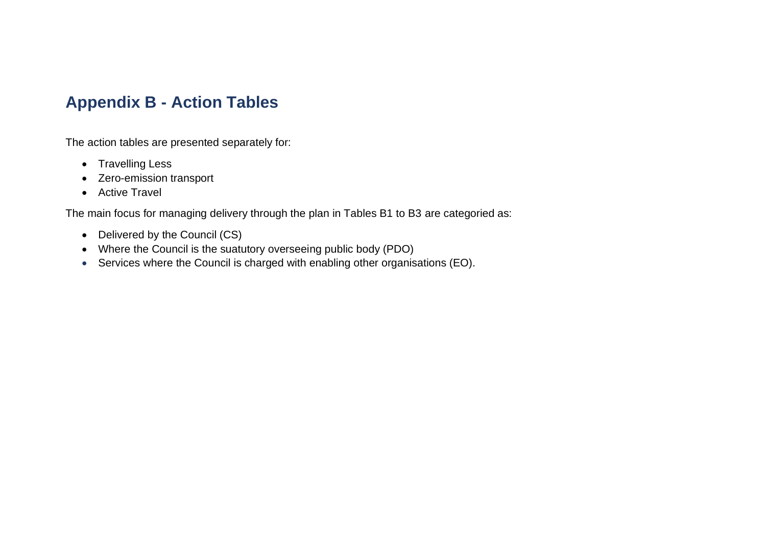# Appendix B - Action Tables

The action tables are presented separately for:

- Travelling Less
- Zero-emission transport
- Active Travel

The main focus for managing delivery through the plan in Tables B1 to B3 are categoried as:

- Delivered by the Council (CS)
- Where the Council is the suatutory overseeing public body (PDO)
- Services where the Council is charged with enabling other organisations (EO).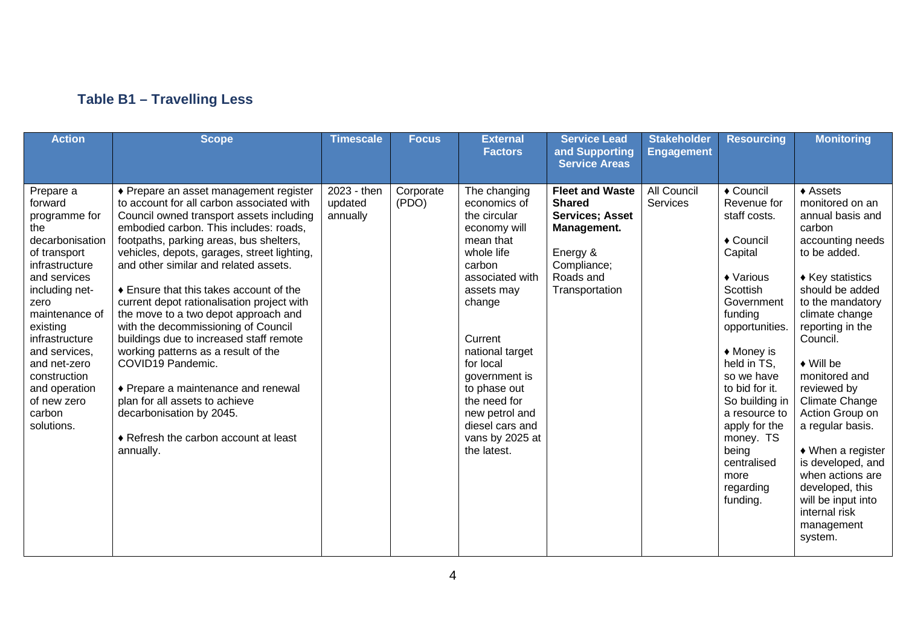## Table B1 – Travelling Less

| Action | Scope | Timescale | Focus | External Factors | Service Lead and Supporting Service Areas | Stakeholder Engagement | Resourcing | Monitoring |
|---|---|---|---|---|---|---|---|---|
| Prepare a forward programme for the decarbonisation of transport infrastructure and services including net-zero maintenance of existing infrastructure and services, and net-zero construction and operation of new zero carbon solutions. | ♦ Prepare an asset management register to account for all carbon associated with Council owned transport assets including embodied carbon. This includes: roads, footpaths, parking areas, bus shelters, vehicles, depots, garages, street lighting, and other similar and related assets.<br><br>♦ Ensure that this takes account of the current depot rationalisation project with the move to a two depot approach and with the decommissioning of Council buildings due to increased staff remote working patterns as a result of the COVID19 Pandemic.<br><br>♦ Prepare a maintenance and renewal plan for all assets to achieve decarbonisation by 2045.<br><br>♦ Refresh the carbon account at least annually. | 2023 - then updated annually | Corporate (PDO) | The changing economics of the circular economy will mean that whole life carbon associated with assets may change<br><br>Current national target for local government is to phase out the need for new petrol and diesel cars and vans by 2025 at the latest. | **Fleet and Waste Shared Services; Asset Management.**<br><br>Energy & Compliance; Roads and Transportation | All Council Services | ♦ Council Revenue for staff costs.<br><br>♦ Council Capital<br><br>♦ Various Scottish Government funding opportunities.<br><br>♦ Money is held in TS, so we have to bid for it. So building in a resource to apply for the money. TS being centralised more regarding funding. | ♦ Assets monitored on an annual basis and carbon accounting needs to be added.<br><br>♦ Key statistics should be added to the mandatory climate change reporting in the Council.<br><br>♦ Will be monitored and reviewed by Climate Change Action Group on a regular basis.<br><br>♦ When a register is developed, and when actions are developed, this will be input into internal risk management system. |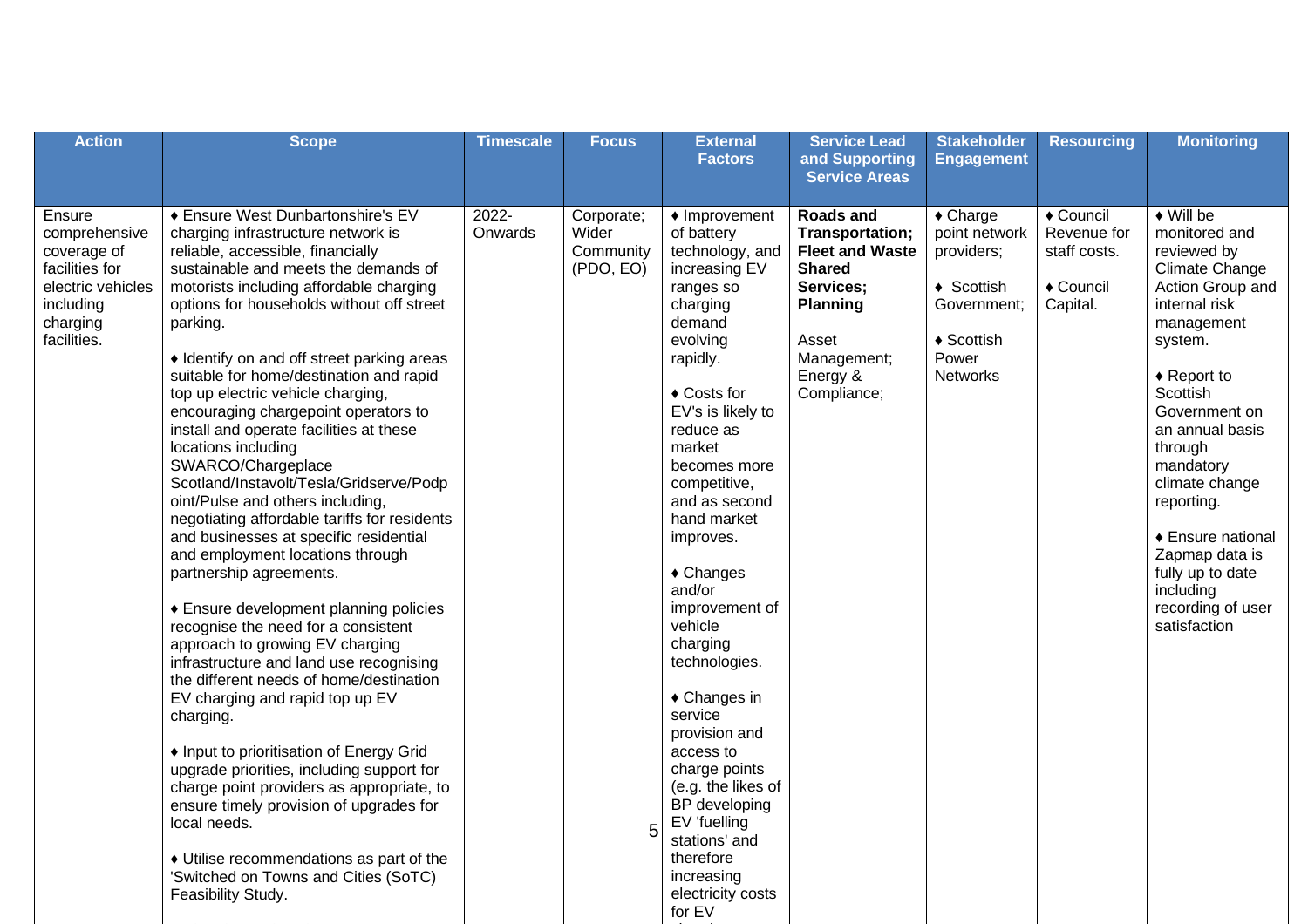| Action | Scope | Timescale | Focus | External Factors | Service Lead and Supporting Service Areas | Stakeholder Engagement | Resourcing | Monitoring |
|---|---|---|---|---|---|---|---|---|
| Ensure comprehensive coverage of facilities for electric vehicles including charging facilities. | ♦ Ensure West Dunbartonshire's EV charging infrastructure network is reliable, accessible, financially sustainable and meets the demands of motorists including affordable charging options for households without off street parking.<br><br>♦ Identify on and off street parking areas suitable for home/destination and rapid top up electric vehicle charging, encouraging chargepoint operators to install and operate facilities at these locations including SWARCO/Chargeplace Scotland/Instavolt/Tesla/Gridserve/Podpoint/Pulse and others including, negotiating affordable tariffs for residents and businesses at specific residential and employment locations through partnership agreements.<br><br>♦ Ensure development planning policies recognise the need for a consistent approach to growing EV charging infrastructure and land use recognising the different needs of home/destination EV charging and rapid top up EV charging.<br><br>♦ Input to prioritisation of Energy Grid upgrade priorities, including support for charge point providers as appropriate, to ensure timely provision of upgrades for local needs.<br><br>♦ Utilise recommendations as part of the 'Switched on Towns and Cities (SoTC) Feasibility Study. | 2022-Onwards | Corporate; Wider Community (PDO, EO) | ♦ Improvement of battery technology, and increasing EV ranges so charging demand evolving rapidly.<br><br>♦ Costs for EV's is likely to reduce as market becomes more competitive, and as second hand market improves.<br><br>♦ Changes and/or improvement of vehicle charging technologies.<br><br>♦ Changes in service provision and access to charge points (e.g. the likes of BP developing EV 'fuelling stations' and therefore increasing electricity costs for EV | **Roads and Transportation; Fleet and Waste Shared Services; Planning**<br><br>Asset Management; Energy & Compliance; | ♦ Charge point network providers;<br><br>♦ Scottish Government;<br><br>♦ Scottish Power Networks | ♦ Council Revenue for staff costs.<br><br>♦ Council Capital. | ♦ Will be monitored and reviewed by Climate Change Action Group and internal risk management system.<br><br>♦ Report to Scottish Government on an annual basis through mandatory climate change reporting.<br><br>♦ Ensure national Zapmap data is fully up to date including recording of user satisfaction |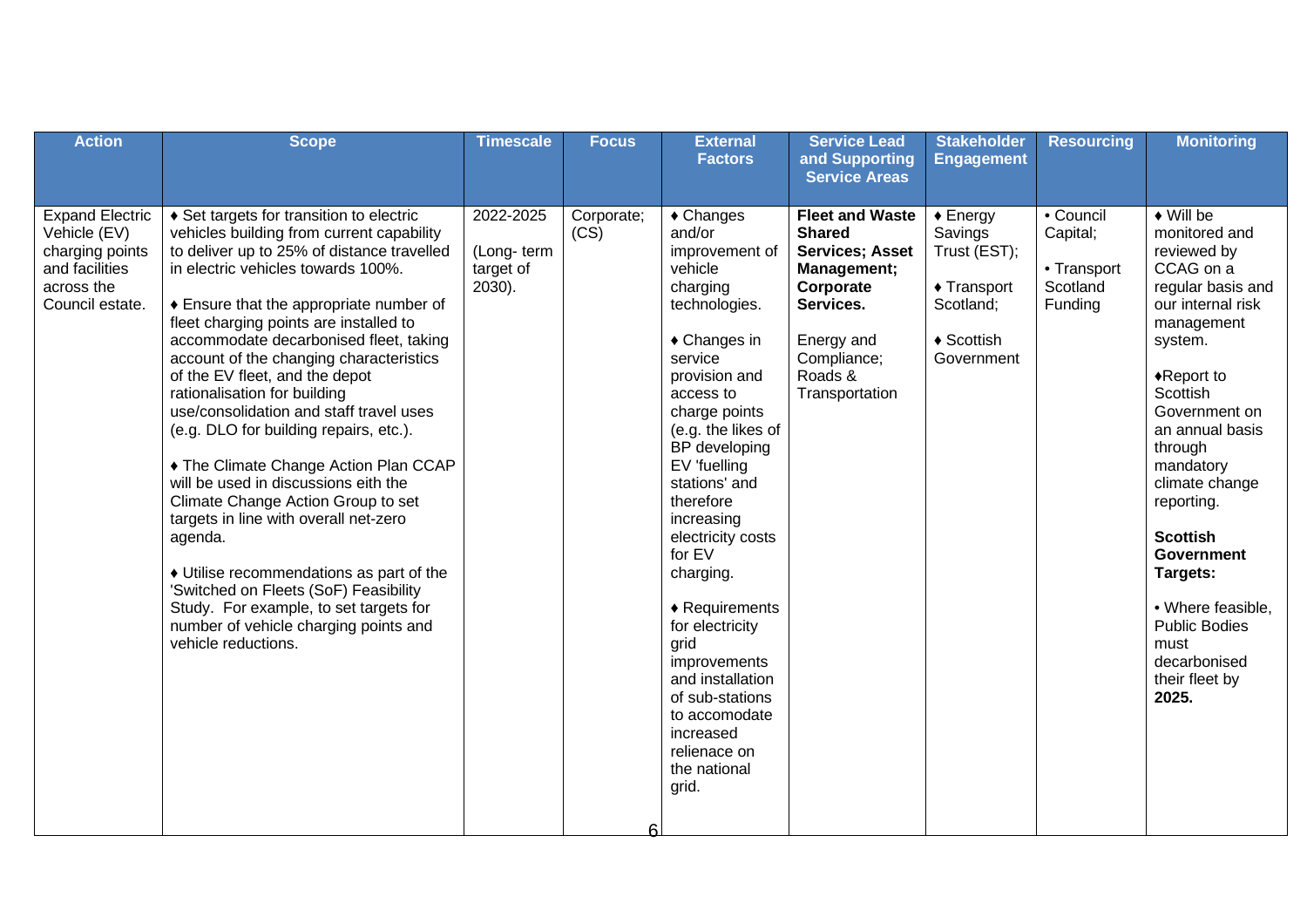| Action | Scope | Timescale | Focus | External Factors | Service Lead and Supporting Service Areas | Stakeholder Engagement | Resourcing | Monitoring |
|---|---|---|---|---|---|---|---|---|
| Expand Electric Vehicle (EV) charging points and facilities across the Council estate. | ♦ Set targets for transition to electric vehicles building from current capability to deliver up to 25% of distance travelled in electric vehicles towards 100%.<br><br>♦ Ensure that the appropriate number of fleet charging points are installed to accommodate decarbonised fleet, taking account of the changing characteristics of the EV fleet, and the depot rationalisation for building use/consolidation and staff travel uses (e.g. DLO for building repairs, etc.).<br><br>♦ The Climate Change Action Plan CCAP will be used in discussions eith the Climate Change Action Group to set targets in line with overall net-zero agenda.<br><br>♦ Utilise recommendations as part of the 'Switched on Fleets (SoF) Feasibility Study. For example, to set targets for number of vehicle charging points and vehicle reductions. | 2022-2025<br><br>(Long- term target of 2030). | Corporate; (CS) | ♦ Changes and/or improvement of vehicle charging technologies.<br><br>♦ Changes in service provision and access to charge points (e.g. the likes of BP developing EV 'fuelling stations' and therefore increasing electricity costs for EV charging.<br><br>♦ Requirements for electricity grid improvements and installation of sub-stations to accomodate increased relienace on the national grid. | **Fleet and Waste Shared Services; Asset Management; Corporate Services.**<br><br>Energy and Compliance; Roads & Transportation | ♦ Energy Savings Trust (EST);<br><br>♦ Transport Scotland;<br><br>♦ Scottish Government | • Council Capital;<br><br>• Transport Scotland Funding | ♦ Will be monitored and reviewed by CCAG on a regular basis and our internal risk management system.<br><br>♦Report to Scottish Government on an annual basis through mandatory climate change reporting.<br><br>**Scottish Government Targets:**<br><br>• Where feasible, Public Bodies must decarbonised their fleet by **2025.** |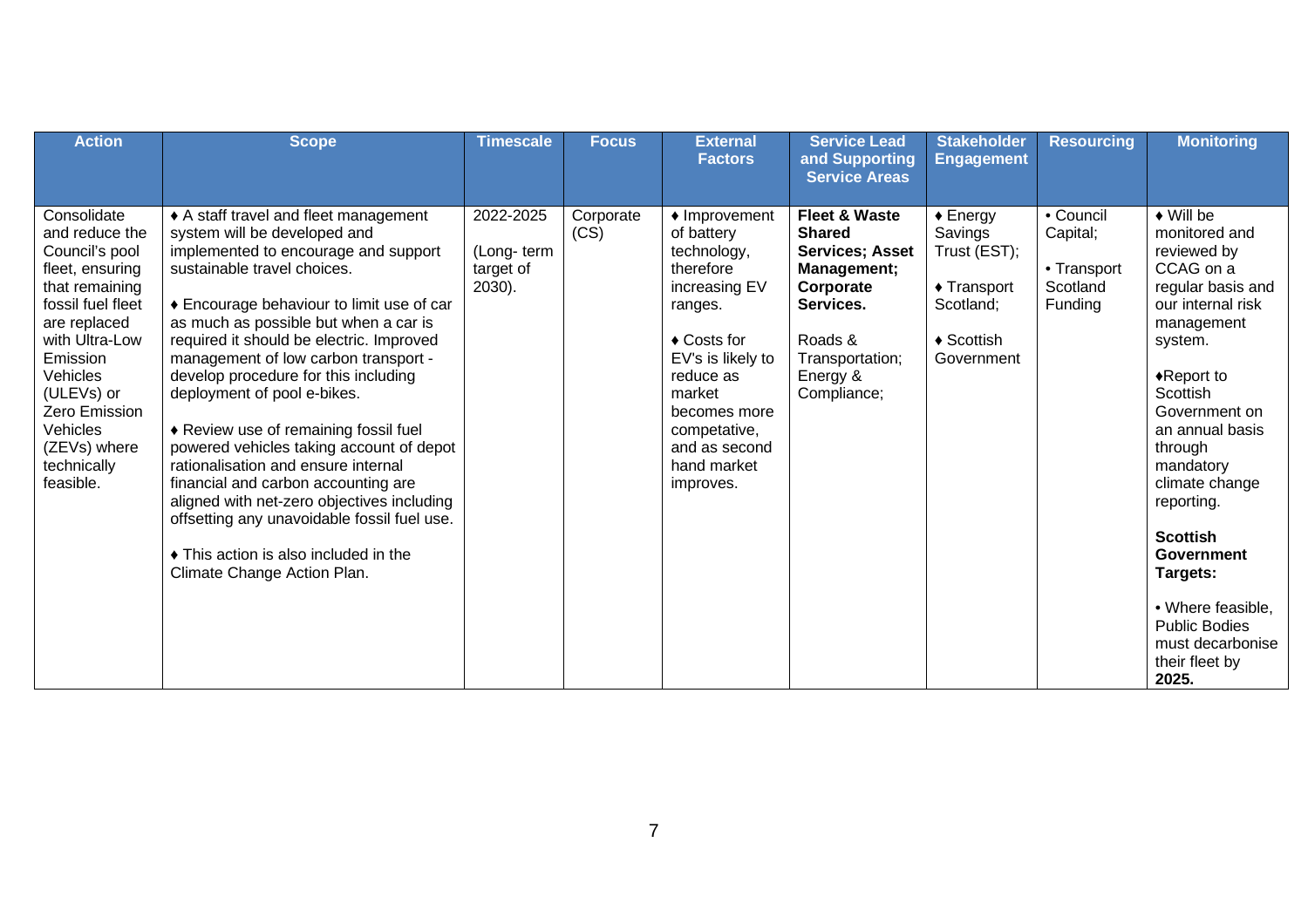| Action | Scope | Timescale | Focus | External Factors | Service Lead and Supporting Service Areas | Stakeholder Engagement | Resourcing | Monitoring |
|---|---|---|---|---|---|---|---|---|
| Consolidate and reduce the Council's pool fleet, ensuring that remaining fossil fuel fleet are replaced with Ultra-Low Emission Vehicles (ULEVs) or Zero Emission Vehicles (ZEVs) where technically feasible. | ♦ A staff travel and fleet management system will be developed and implemented to encourage and support sustainable travel choices.<br><br>♦ Encourage behaviour to limit use of car as much as possible but when a car is required it should be electric. Improved management of low carbon transport - develop procedure for this including deployment of pool e-bikes.<br><br>♦ Review use of remaining fossil fuel powered vehicles taking account of depot rationalisation and ensure internal financial and carbon accounting are aligned with net-zero objectives including offsetting any unavoidable fossil fuel use.<br><br>♦ This action is also included in the Climate Change Action Plan. | 2022-2025<br><br>(Long- term target of 2030). | Corporate (CS) | ♦ Improvement of battery technology, therefore increasing EV ranges.<br><br>♦ Costs for EV's is likely to reduce as market becomes more competative, and as second hand market improves. | **Fleet & Waste Shared Services; Asset Management; Corporate Services.**<br><br>Roads & Transportation; Energy & Compliance; | ♦ Energy Savings Trust (EST);<br><br>♦ Transport Scotland;<br><br>♦ Scottish Government | • Council Capital;<br><br>• Transport Scotland Funding | ♦ Will be monitored and reviewed by CCAG on a regular basis and our internal risk management system.<br><br>♦Report to Scottish Government on an annual basis through mandatory climate change reporting.<br><br>**Scottish Government Targets:**<br><br>• Where feasible, Public Bodies must decarbonise their fleet by **2025.** |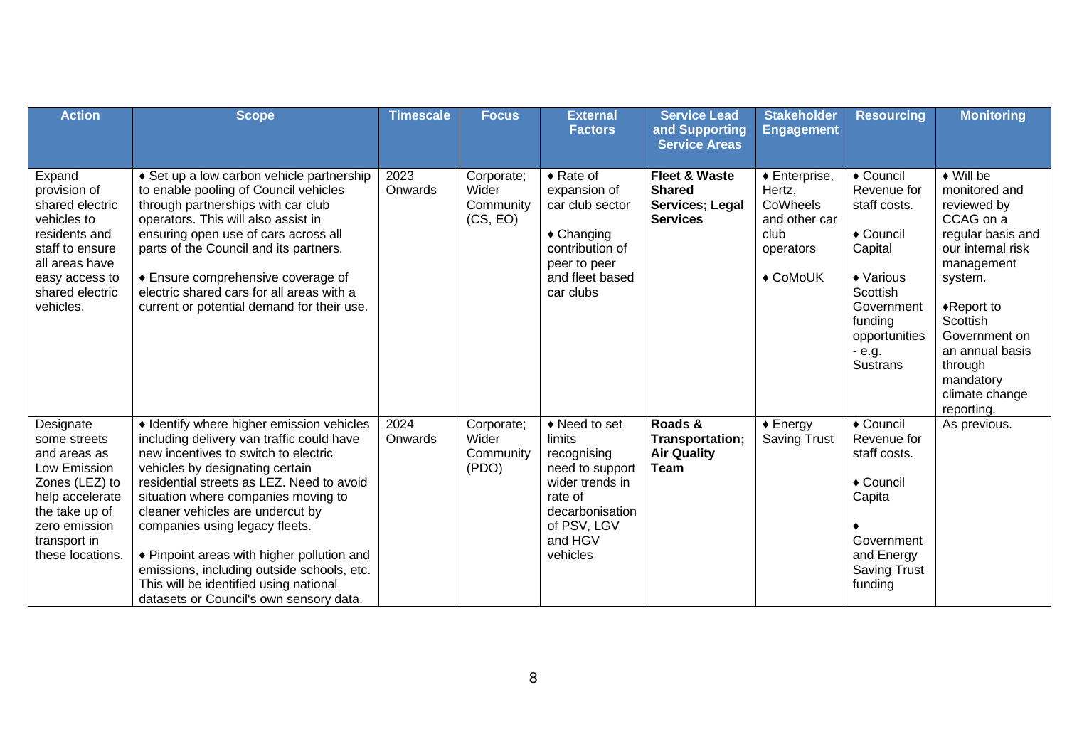| Action | Scope | Timescale | Focus | External Factors | Service Lead and Supporting Service Areas | Stakeholder Engagement | Resourcing | Monitoring |
|---|---|---|---|---|---|---|---|---|
| Expand provision of shared electric vehicles to residents and staff to ensure all areas have easy access to shared electric vehicles. | ♦ Set up a low carbon vehicle partnership to enable pooling of Council vehicles through partnerships with car club operators. This will also assist in ensuring open use of cars across all parts of the Council and its partners.<br><br>♦ Ensure comprehensive coverage of electric shared cars for all areas with a current or potential demand for their use. | 2023 Onwards | Corporate; Wider Community (CS, EO) | ♦ Rate of expansion of car club sector<br><br>♦ Changing contribution of peer to peer and fleet based car clubs | **Fleet & Waste Shared Services; Legal Services** | ♦ Enterprise, Hertz, CoWheels and other car club operators<br><br>♦ CoMoUK | ♦ Council Revenue for staff costs.<br><br>♦ Council Capital<br><br>♦ Various Scottish Government funding opportunities - e.g. Sustrans | ♦ Will be monitored and reviewed by CCAG on a regular basis and our internal risk management system.<br><br>♦Report to Scottish Government on an annual basis through mandatory climate change reporting. |
| Designate some streets and areas as Low Emission Zones (LEZ) to help accelerate the take up of zero emission transport in these locations. | ♦ Identify where higher emission vehicles including delivery van traffic could have new incentives to switch to electric vehicles by designating certain residential streets as LEZ. Need to avoid situation where companies moving to cleaner vehicles are undercut by companies using legacy fleets.<br><br>♦ Pinpoint areas with higher pollution and emissions, including outside schools, etc. This will be identified using national datasets or Council's own sensory data. | 2024 Onwards | Corporate; Wider Community (PDO) | ♦ Need to set limits recognising need to support wider trends in rate of decarbonisation of PSV, LGV and HGV vehicles | **Roads & Transportation; Air Quality Team** | ♦ Energy Saving Trust | ♦ Council Revenue for staff costs.<br><br>♦ Council Capita<br><br>♦ Government and Energy Saving Trust funding | As previous. |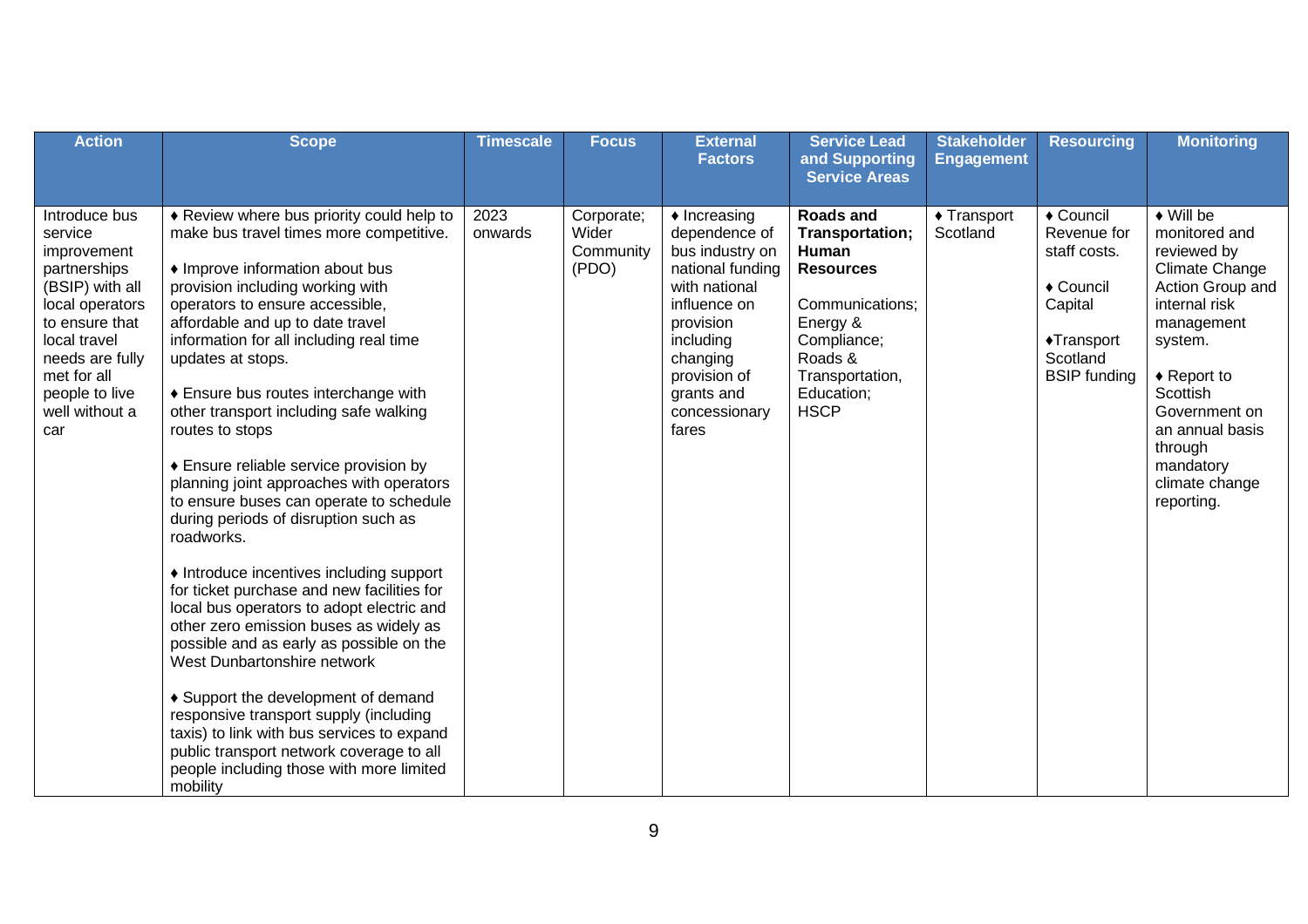| Action | Scope | Timescale | Focus | External Factors | Service Lead and Supporting Service Areas | Stakeholder Engagement | Resourcing | Monitoring |
|---|---|---|---|---|---|---|---|---|
| Introduce bus service improvement partnerships (BSIP) with all local operators to ensure that local travel needs are fully met for all people to live well without a car | ♦ Review where bus priority could help to make bus travel times more competitive.<br><br>♦ Improve information about bus provision including working with operators to ensure accessible, affordable and up to date travel information for all including real time updates at stops.<br><br>♦ Ensure bus routes interchange with other transport including safe walking routes to stops<br><br>♦ Ensure reliable service provision by planning joint approaches with operators to ensure buses can operate to schedule during periods of disruption such as roadworks.<br><br>♦ Introduce incentives including support for ticket purchase and new facilities for local bus operators to adopt electric and other zero emission buses as widely as possible and as early as possible on the West Dunbartonshire network<br><br>♦ Support the development of demand responsive transport supply (including taxis) to link with bus services to expand public transport network coverage to all people including those with more limited mobility | 2023 onwards | Corporate; Wider Community (PDO) | ♦ Increasing dependence of bus industry on national funding with national influence on provision including changing provision of grants and concessionary fares | **Roads and Transportation; Human Resources**<br><br>Communications; Energy & Compliance; Roads & Transportation, Education; HSCP | ♦ Transport Scotland | ♦ Council Revenue for staff costs.<br><br>♦ Council Capital<br><br>♦Transport Scotland BSIP funding | ♦ Will be monitored and reviewed by Climate Change Action Group and internal risk management system.<br><br>♦ Report to Scottish Government on an annual basis through mandatory climate change reporting. |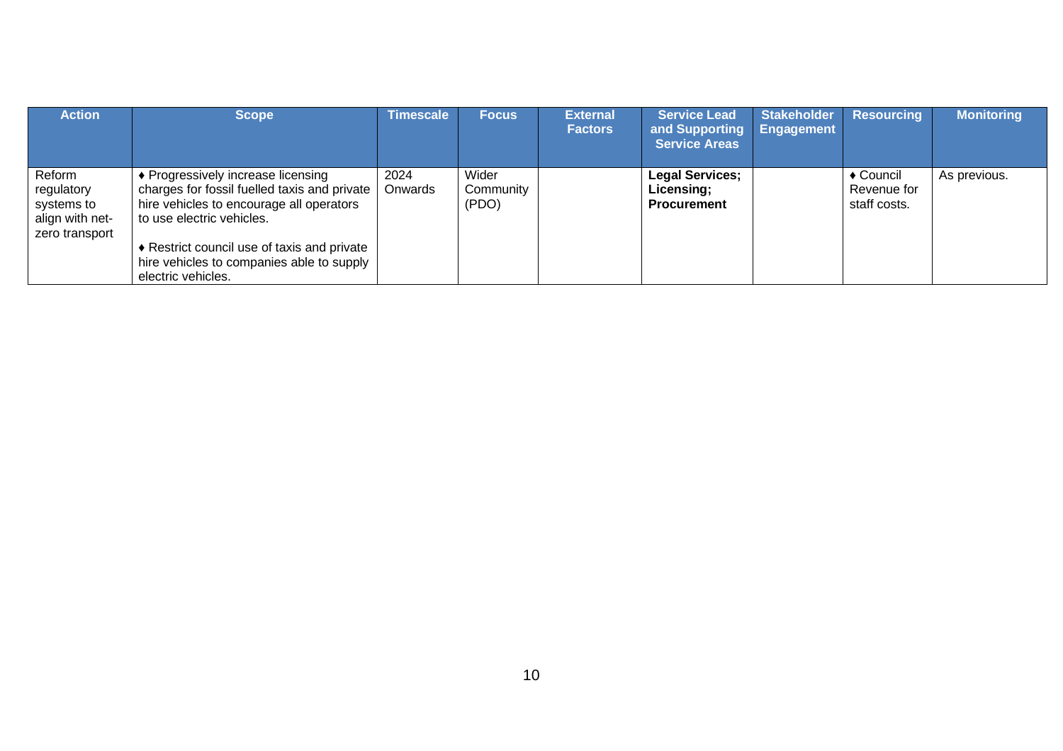| Action | Scope | Timescale | Focus | External Factors | Service Lead and Supporting Service Areas | Stakeholder Engagement | Resourcing | Monitoring |
|---|---|---|---|---|---|---|---|---|
| Reform regulatory systems to align with net-zero transport | ♦ Progressively increase licensing charges for fossil fuelled taxis and private hire vehicles to encourage all operators to use electric vehicles.<br><br>♦ Restrict council use of taxis and private hire vehicles to companies able to supply electric vehicles. | 2024 Onwards | Wider Community (PDO) | | **Legal Services; Licensing; Procurement** | | ♦ Council Revenue for staff costs. | As previous. |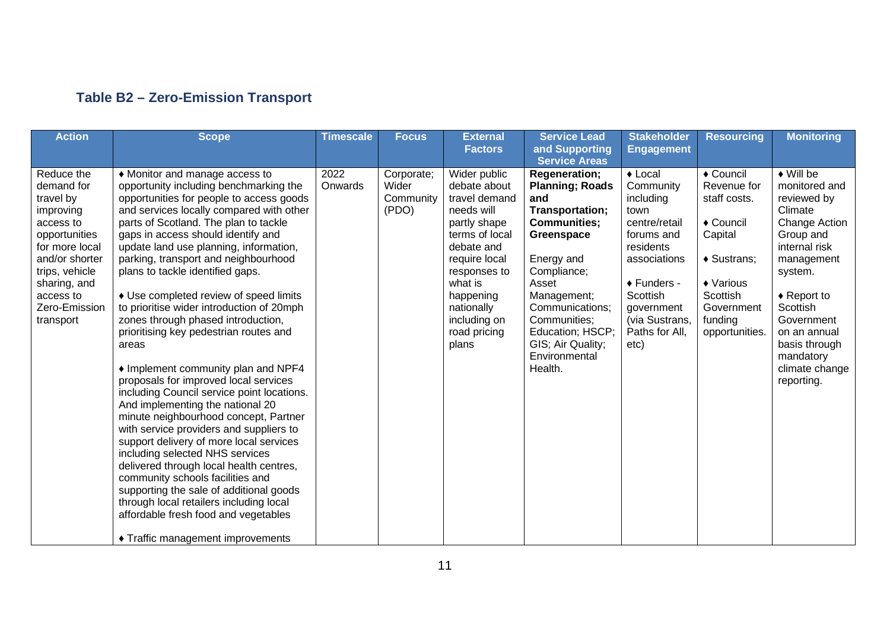## Table B2 – Zero-Emission Transport

| Action | Scope | Timescale | Focus | External Factors | Service Lead and Supporting Service Areas | Stakeholder Engagement | Resourcing | Monitoring |
|---|---|---|---|---|---|---|---|---|
| Reduce the demand for travel by improving access to opportunities for more local and/or shorter trips, vehicle sharing, and access to Zero-Emission transport | ♦ Monitor and manage access to opportunity including benchmarking the opportunities for people to access goods and services locally compared with other parts of Scotland. The plan to tackle gaps in access should identify and update land use planning, information, parking, transport and neighbourhood plans to tackle identified gaps.<br><br>♦ Use completed review of speed limits to prioritise wider introduction of 20mph zones through phased introduction, prioritising key pedestrian routes and areas<br><br>♦ Implement community plan and NPF4 proposals for improved local services including Council service point locations. And implementing the national 20 minute neighbourhood concept, Partner with service providers and suppliers to support delivery of more local services including selected NHS services delivered through local health centres, community schools facilities and supporting the sale of additional goods through local retailers including local affordable fresh food and vegetables<br><br>♦ Traffic management improvements | 2022 Onwards | Corporate; Wider Community (PDO) | Wider public debate about travel demand needs will partly shape terms of local debate and require local responses to what is happening nationally including on road pricing plans | **Regeneration; Planning; Roads and Transportation; Communities; Greenspace**<br><br>Energy and Compliance; Asset Management; Communications; Communities; Education; HSCP; GIS; Air Quality; Environmental Health. | ♦ Local Community including town centre/retail forums and residents associations<br><br>♦ Funders - Scottish government (via Sustrans, Paths for All, etc) | ♦ Council Revenue for staff costs.<br><br>♦ Council Capital<br><br>♦ Sustrans;<br><br>♦ Various Scottish Government funding opportunities. | ♦ Will be monitored and reviewed by Climate Change Action Group and internal risk management system.<br><br>♦ Report to Scottish Government on an annual basis through mandatory climate change reporting. |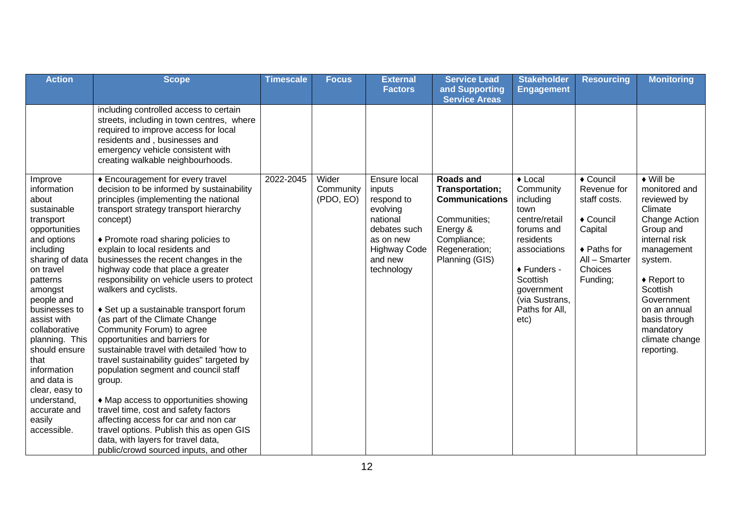| Action | Scope | Timescale | Focus | External Factors | Service Lead and Supporting Service Areas | Stakeholder Engagement | Resourcing | Monitoring |
|---|---|---|---|---|---|---|---|---|
| | including controlled access to certain streets, including in town centres, where required to improve access for local residents and , businesses and emergency vehicle consistent with creating walkable neighbourhoods. | | | | | | | |
| Improve information about sustainable transport opportunities and options including sharing of data on travel patterns amongst people and businesses to assist with collaborative planning. This should ensure that information and data is clear, easy to understand, accurate and easily accessible. | ♦ Encouragement for every travel decision to be informed by sustainability principles (implementing the national transport strategy transport hierarchy concept)<br><br>♦ Promote road sharing policies to explain to local residents and businesses the recent changes in the highway code that place a greater responsibility on vehicle users to protect walkers and cyclists.<br><br>♦ Set up a sustainable transport forum (as part of the Climate Change Community Forum) to agree opportunities and barriers for sustainable travel with detailed 'how to travel sustainability guides" targeted by population segment and council staff group.<br><br>♦ Map access to opportunities showing travel time, cost and safety factors affecting access for car and non car travel options. Publish this as open GIS data, with layers for travel data, public/crowd sourced inputs, and other | 2022-2045 | Wider Community (PDO, EO) | Ensure local inputs respond to evolving national debates such as on new Highway Code and new technology | **Roads and Transportation; Communications**<br><br>Communities; Energy & Compliance; Regeneration; Planning (GIS) | ♦ Local Community including town centre/retail forums and residents associations<br><br>♦ Funders - Scottish government (via Sustrans, Paths for All, etc) | ♦ Council Revenue for staff costs.<br><br>♦ Council Capital<br><br>♦ Paths for All – Smarter Choices Funding; | ♦ Will be monitored and reviewed by Climate Change Action Group and internal risk management system.<br><br>♦ Report to Scottish Government on an annual basis through mandatory climate change reporting. |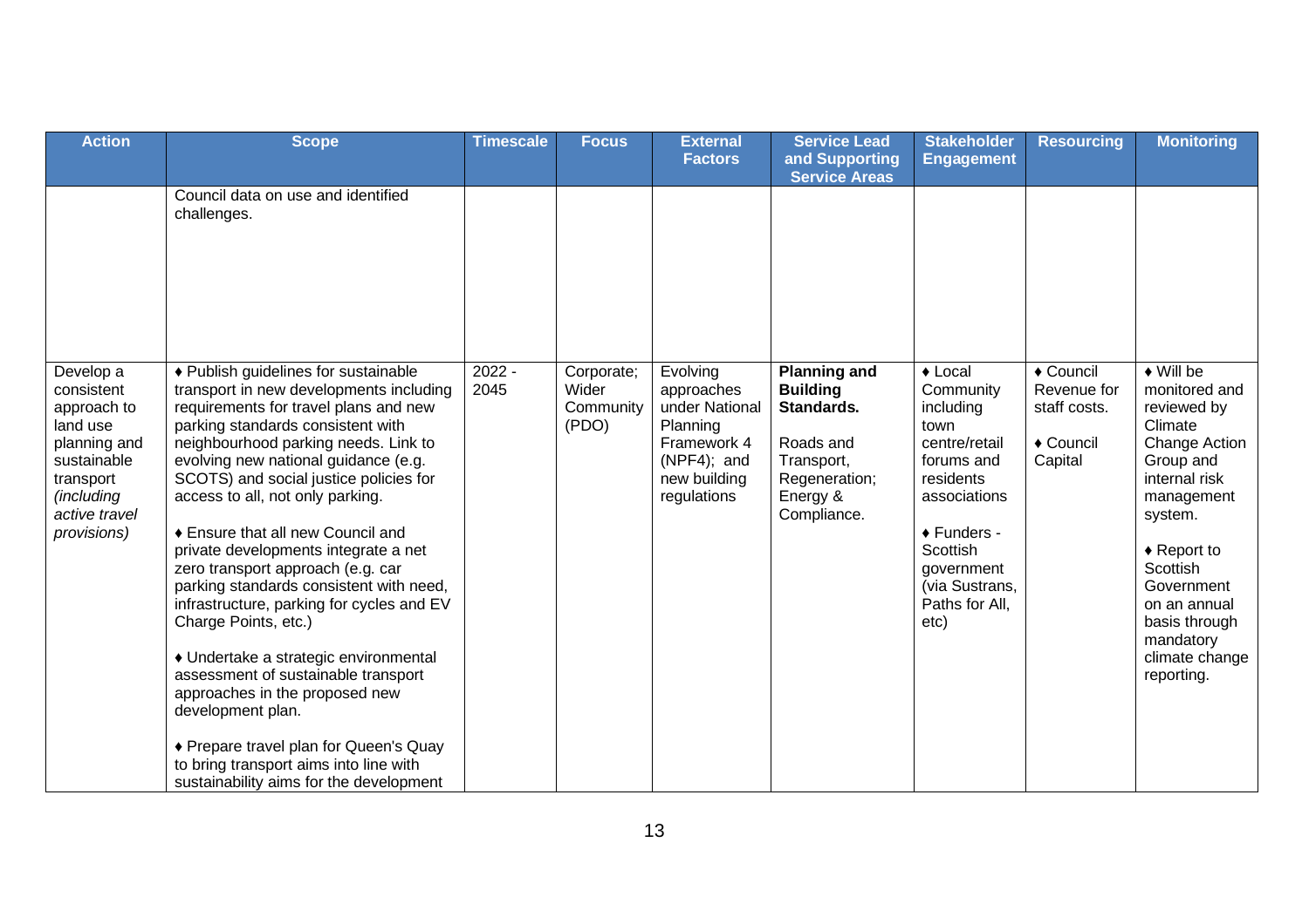| Action | Scope | Timescale | Focus | External Factors | Service Lead and Supporting Service Areas | Stakeholder Engagement | Resourcing | Monitoring |
|---|---|---|---|---|---|---|---|---|
| | Council data on use and identified challenges. | | | | | | | |
| Develop a consistent approach to land use planning and sustainable transport *(including active travel provisions)* | ♦ Publish guidelines for sustainable transport in new developments including requirements for travel plans and new parking standards consistent with neighbourhood parking needs. Link to evolving new national guidance (e.g. SCOTS) and social justice policies for access to all, not only parking.<br><br>♦ Ensure that all new Council and private developments integrate a net zero transport approach (e.g. car parking standards consistent with need, infrastructure, parking for cycles and EV Charge Points, etc.)<br><br>♦ Undertake a strategic environmental assessment of sustainable transport approaches in the proposed new development plan.<br><br>♦ Prepare travel plan for Queen's Quay to bring transport aims into line with sustainability aims for the development | 2022 - 2045 | Corporate; Wider Community (PDO) | Evolving approaches under National Planning Framework 4 (NPF4); and new building regulations | **Planning and Building Standards.**<br><br>Roads and Transport, Regeneration; Energy & Compliance. | ♦ Local Community including town centre/retail forums and residents associations<br><br>♦ Funders - Scottish government (via Sustrans, Paths for All, etc) | ♦ Council Revenue for staff costs.<br><br>♦ Council Capital | ♦ Will be monitored and reviewed by Climate Change Action Group and internal risk management system.<br><br>♦ Report to Scottish Government on an annual basis through mandatory climate change reporting. |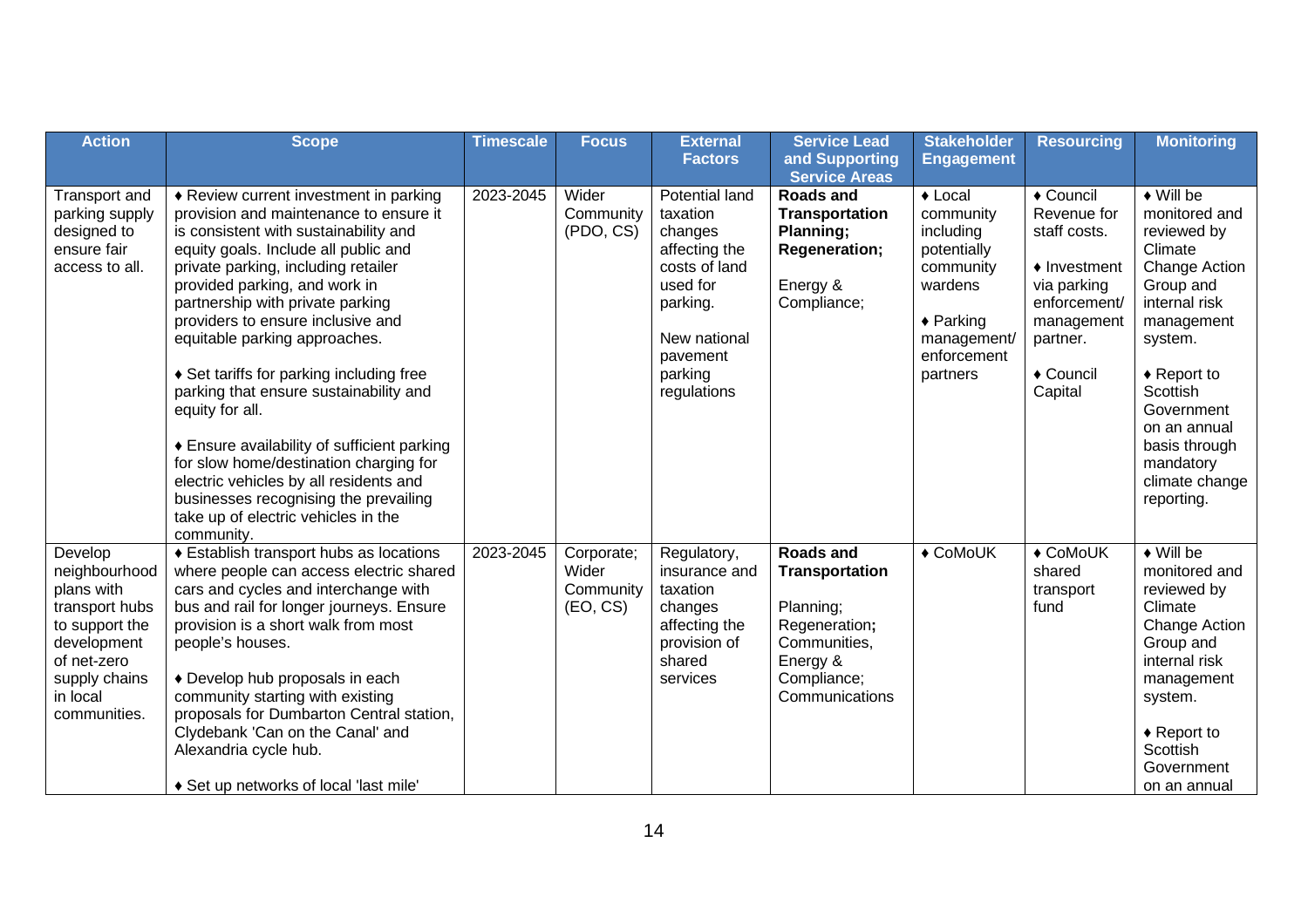| Action | Scope | Timescale | Focus | External Factors | Service Lead and Supporting Service Areas | Stakeholder Engagement | Resourcing | Monitoring |
|---|---|---|---|---|---|---|---|---|
| Transport and parking supply designed to ensure fair access to all. | ♦ Review current investment in parking provision and maintenance to ensure it is consistent with sustainability and equity goals. Include all public and private parking, including retailer provided parking, and work in partnership with private parking providers to ensure inclusive and equitable parking approaches.<br><br>♦ Set tariffs for parking including free parking that ensure sustainability and equity for all.<br><br>♦ Ensure availability of sufficient parking for slow home/destination charging for electric vehicles by all residents and businesses recognising the prevailing take up of electric vehicles in the community. | 2023-2045 | Wider Community (PDO, CS) | Potential land taxation changes affecting the costs of land used for parking.<br><br>New national pavement parking regulations | **Roads and Transportation Planning; Regeneration;**<br><br>Energy & Compliance; | ♦ Local community including potentially community wardens<br><br>♦ Parking management/ enforcement partners | ♦ Council Revenue for staff costs.<br><br>♦ Investment via parking enforcement/ management partner.<br><br>♦ Council Capital | ♦ Will be monitored and reviewed by Climate Change Action Group and internal risk management system.<br><br>♦ Report to Scottish Government on an annual basis through mandatory climate change reporting. |
| Develop neighbourhood plans with transport hubs to support the development of net-zero supply chains in local communities. | ♦ Establish transport hubs as locations where people can access electric shared cars and cycles and interchange with bus and rail for longer journeys. Ensure provision is a short walk from most people's houses.<br><br>♦ Develop hub proposals in each community starting with existing proposals for Dumbarton Central station, Clydebank 'Can on the Canal' and Alexandria cycle hub.<br><br>♦ Set up networks of local 'last mile' | 2023-2045 | Corporate; Wider Community (EO, CS) | Regulatory, insurance and taxation changes affecting the provision of shared services | **Roads and Transportation**<br><br>Planning; Regeneration; Communities, Energy & Compliance; Communications | ♦ CoMoUK | ♦ CoMoUK shared transport fund | ♦ Will be monitored and reviewed by Climate Change Action Group and internal risk management system.<br><br>♦ Report to Scottish Government on an annual |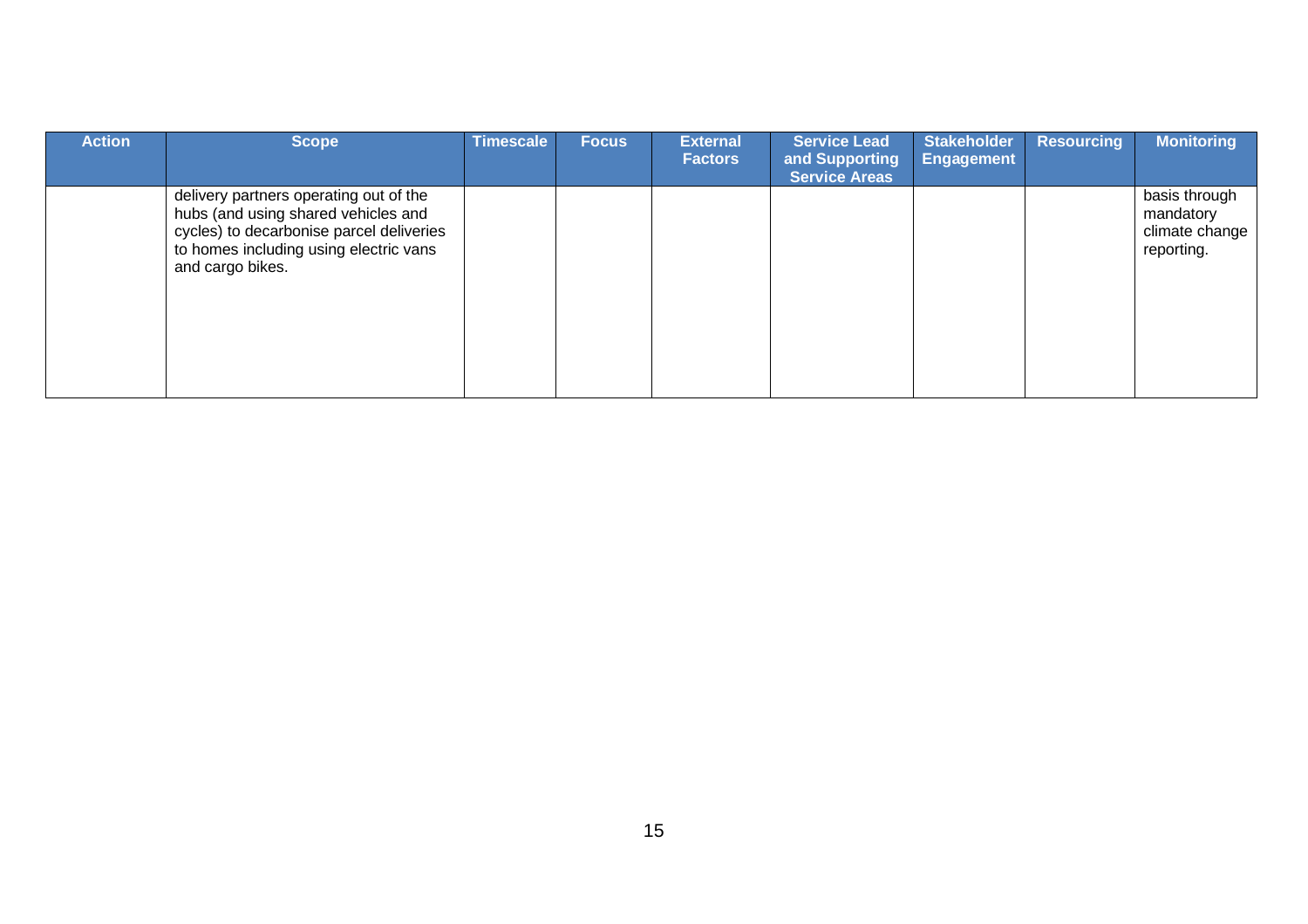| Action | Scope | Timescale | Focus | External Factors | Service Lead and Supporting Service Areas | Stakeholder Engagement | Resourcing | Monitoring |
|---|---|---|---|---|---|---|---|---|
| | delivery partners operating out of the hubs (and using shared vehicles and cycles) to decarbonise parcel deliveries to homes including using electric vans and cargo bikes. | | | | | | | basis through mandatory climate change reporting. |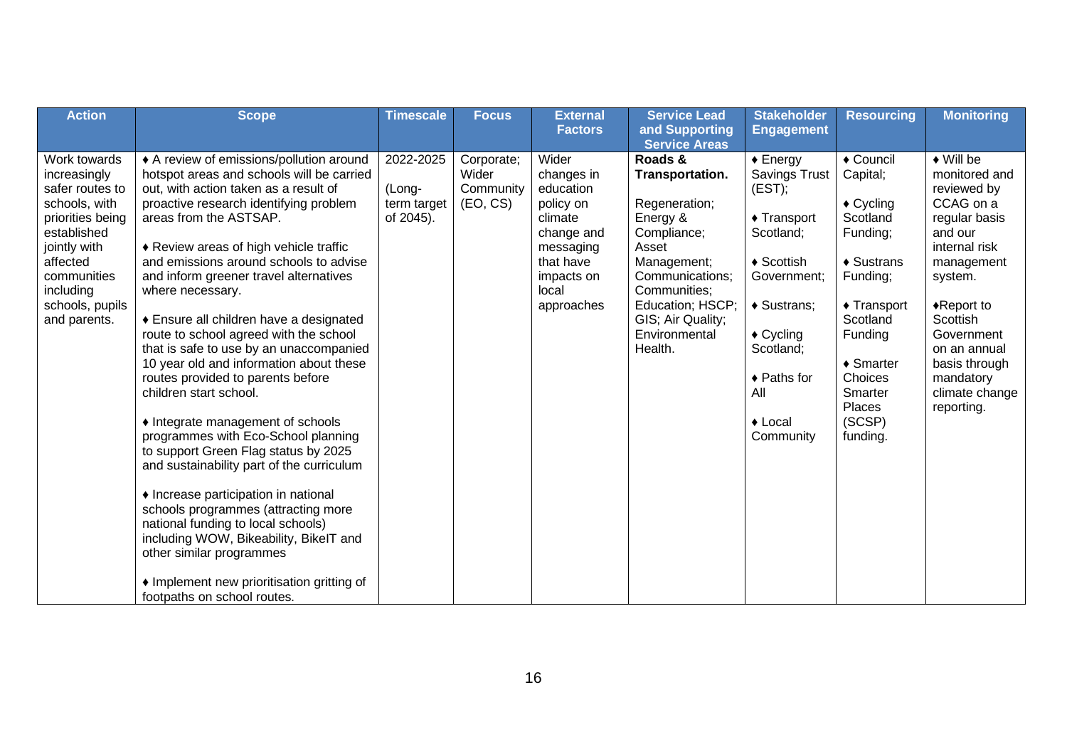| Action | Scope | Timescale | Focus | External Factors | Service Lead and Supporting Service Areas | Stakeholder Engagement | Resourcing | Monitoring |
|---|---|---|---|---|---|---|---|---|
| Work towards increasingly safer routes to schools, with priorities being established jointly with affected communities including schools, pupils and parents. | ♦ A review of emissions/pollution around hotspot areas and schools will be carried out, with action taken as a result of proactive research identifying problem areas from the ASTSAP.<br><br>♦ Review areas of high vehicle traffic and emissions around schools to advise and inform greener travel alternatives where necessary.<br><br>♦ Ensure all children have a designated route to school agreed with the school that is safe to use by an unaccompanied 10 year old and information about these routes provided to parents before children start school.<br><br>♦ Integrate management of schools programmes with Eco-School planning to support Green Flag status by 2025 and sustainability part of the curriculum<br><br>♦ Increase participation in national schools programmes (attracting more national funding to local schools) including WOW, Bikeability, BikeIT and other similar programmes<br><br>♦ Implement new prioritisation gritting of footpaths on school routes. | 2022-2025<br><br>(Long-term target of 2045). | Corporate; Wider Community (EO, CS) | Wider changes in education policy on climate change and messaging that have impacts on local approaches | **Roads & Transportation.**<br><br>Regeneration; Energy & Compliance; Asset Management; Communications; Communities; Education; HSCP; GIS; Air Quality; Environmental Health. | ♦ Energy Savings Trust (EST);<br><br>♦ Transport Scotland;<br><br>♦ Scottish Government;<br><br>♦ Sustrans;<br><br>♦ Cycling Scotland;<br><br>♦ Paths for All<br><br>♦ Local Community | ♦ Council Capital;<br><br>♦ Cycling Scotland Funding;<br><br>♦ Sustrans Funding;<br><br>♦ Transport Scotland Funding<br><br>♦ Smarter Choices Smarter Places (SCSP) funding. | ♦ Will be monitored and reviewed by CCAG on a regular basis and our internal risk management system.<br><br>♦Report to Scottish Government on an annual basis through mandatory climate change reporting. |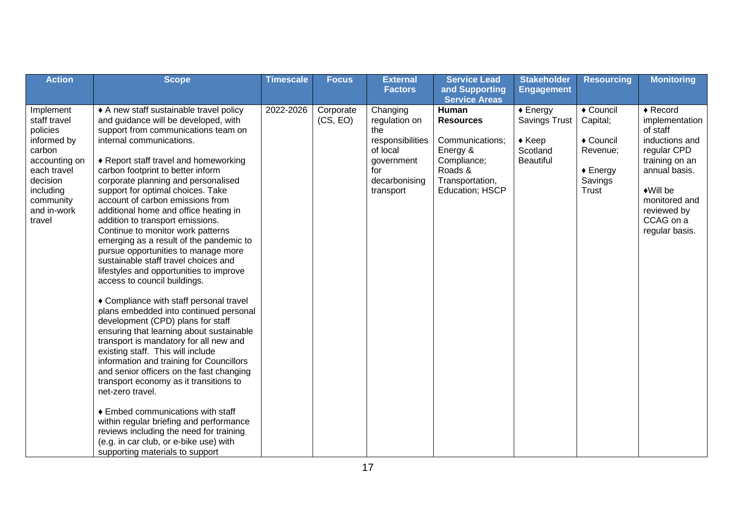| Action | Scope | Timescale | Focus | External Factors | Service Lead and Supporting Service Areas | Stakeholder Engagement | Resourcing | Monitoring |
|---|---|---|---|---|---|---|---|---|
| Implement staff travel policies informed by carbon accounting on each travel decision including community and in-work travel | ♦ A new staff sustainable travel policy and guidance will be developed, with support from communications team on internal communications.<br><br>♦ Report staff travel and homeworking carbon footprint to better inform corporate planning and personalised support for optimal choices. Take account of carbon emissions from additional home and office heating in addition to transport emissions. Continue to monitor work patterns emerging as a result of the pandemic to pursue opportunities to manage more sustainable staff travel choices and lifestyles and opportunities to improve access to council buildings.<br><br>♦ Compliance with staff personal travel plans embedded into continued personal development (CPD) plans for staff ensuring that learning about sustainable transport is mandatory for all new and existing staff. This will include information and training for Councillors and senior officers on the fast changing transport economy as it transitions to net-zero travel.<br><br>♦ Embed communications with staff within regular briefing and performance reviews including the need for training (e.g. in car club, or e-bike use) with supporting materials to support | 2022-2026 | Corporate (CS, EO) | Changing regulation on the responsibilities of local government for decarbonising transport | **Human Resources**<br><br>Communications; Energy & Compliance; Roads & Transportation, Education; HSCP | ♦ Energy Savings Trust<br><br>♦ Keep Scotland Beautiful | ♦ Council Capital;<br><br>♦ Council Revenue;<br><br>♦ Energy Savings Trust | ♦ Record implementation of staff inductions and regular CPD training on an annual basis.<br><br>♦Will be monitored and reviewed by CCAG on a regular basis. |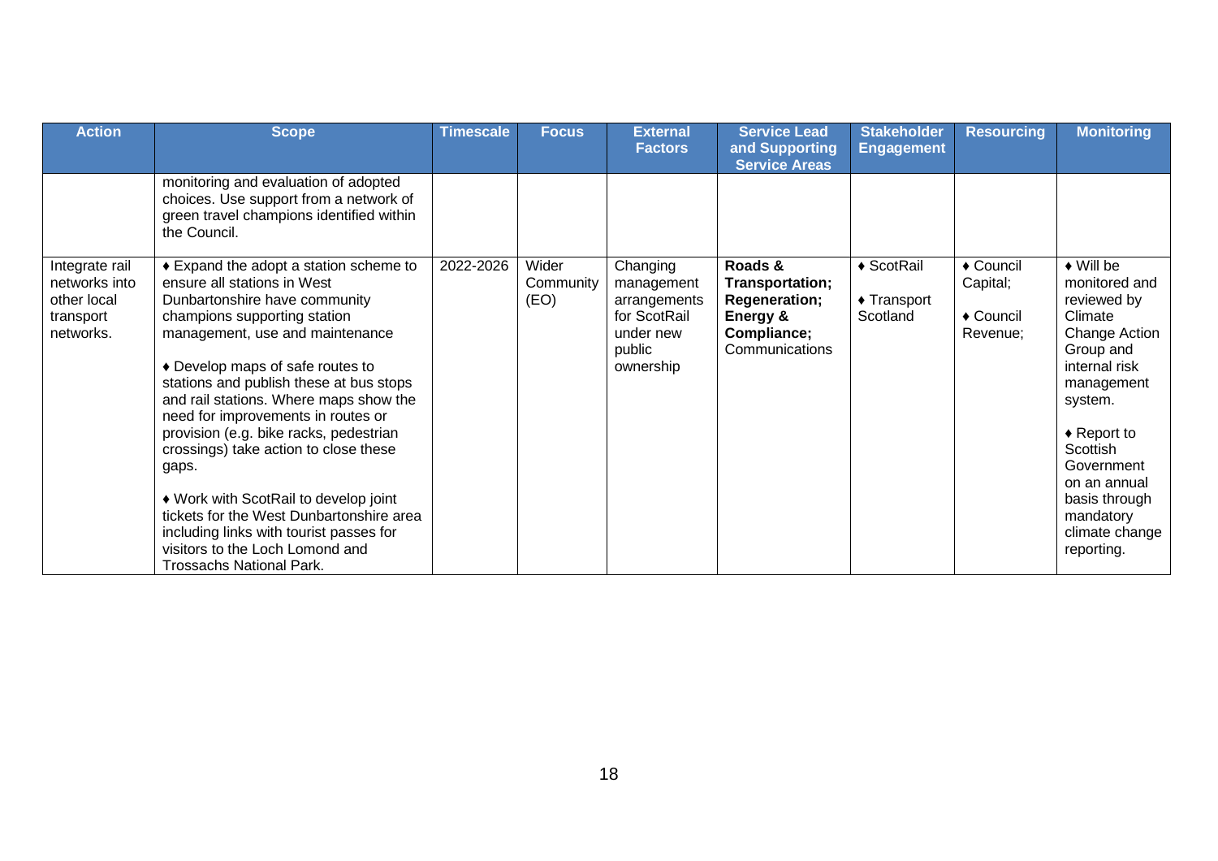| Action | Scope | Timescale | Focus | External Factors | Service Lead and Supporting Service Areas | Stakeholder Engagement | Resourcing | Monitoring |
|---|---|---|---|---|---|---|---|---|
| | monitoring and evaluation of adopted choices. Use support from a network of green travel champions identified within the Council. | | | | | | | |
| Integrate rail networks into other local transport networks. | ♦ Expand the adopt a station scheme to ensure all stations in West Dunbartonshire have community champions supporting station management, use and maintenance<br><br>♦ Develop maps of safe routes to stations and publish these at bus stops and rail stations. Where maps show the need for improvements in routes or provision (e.g. bike racks, pedestrian crossings) take action to close these gaps.<br><br>♦ Work with ScotRail to develop joint tickets for the West Dunbartonshire area including links with tourist passes for visitors to the Loch Lomond and Trossachs National Park. | 2022-2026 | Wider Community (EO) | Changing management arrangements for ScotRail under new public ownership | **Roads & Transportation; Regeneration; Energy & Compliance;** Communications | ♦ ScotRail<br><br>♦ Transport Scotland | ♦ Council Capital;<br><br>♦ Council Revenue; | ♦ Will be monitored and reviewed by Climate Change Action Group and internal risk management system.<br><br>♦ Report to Scottish Government on an annual basis through mandatory climate change reporting. |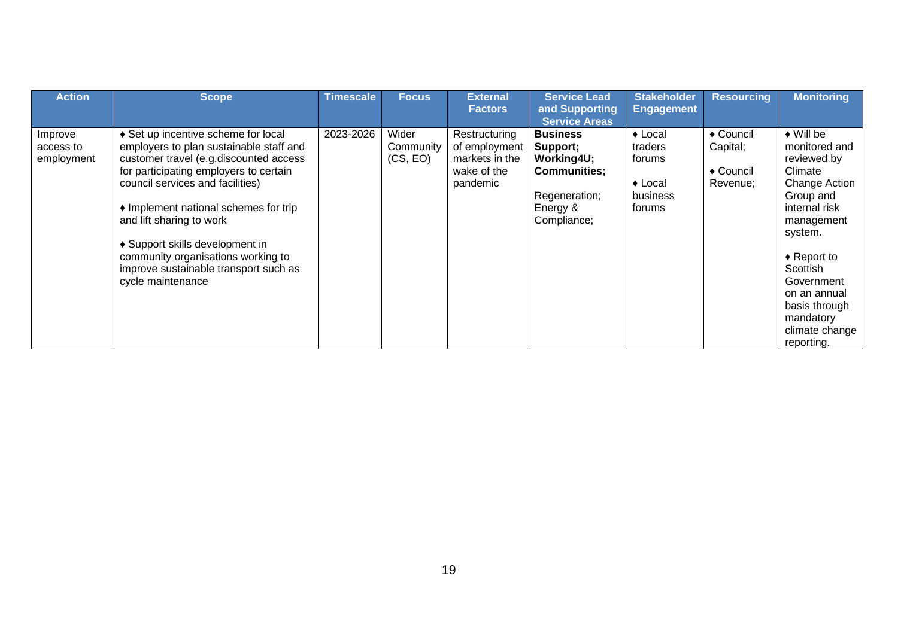| Action | Scope | Timescale | Focus | External Factors | Service Lead and Supporting Service Areas | Stakeholder Engagement | Resourcing | Monitoring |
|---|---|---|---|---|---|---|---|---|
| Improve access to employment | ♦ Set up incentive scheme for local employers to plan sustainable staff and customer travel (e.g.discounted access for participating employers to certain council services and facilities)<br><br>♦ Implement national schemes for trip and lift sharing to work<br><br>♦ Support skills development in community organisations working to improve sustainable transport such as cycle maintenance | 2023-2026 | Wider Community (CS, EO) | Restructuring of employment markets in the wake of the pandemic | **Business Support; Working4U; Communities;**<br><br>Regeneration; Energy & Compliance; | ♦ Local traders forums<br><br>♦ Local business forums | ♦ Council Capital;<br><br>♦ Council Revenue; | ♦ Will be monitored and reviewed by Climate Change Action Group and internal risk management system.<br><br>♦ Report to Scottish Government on an annual basis through mandatory climate change reporting. |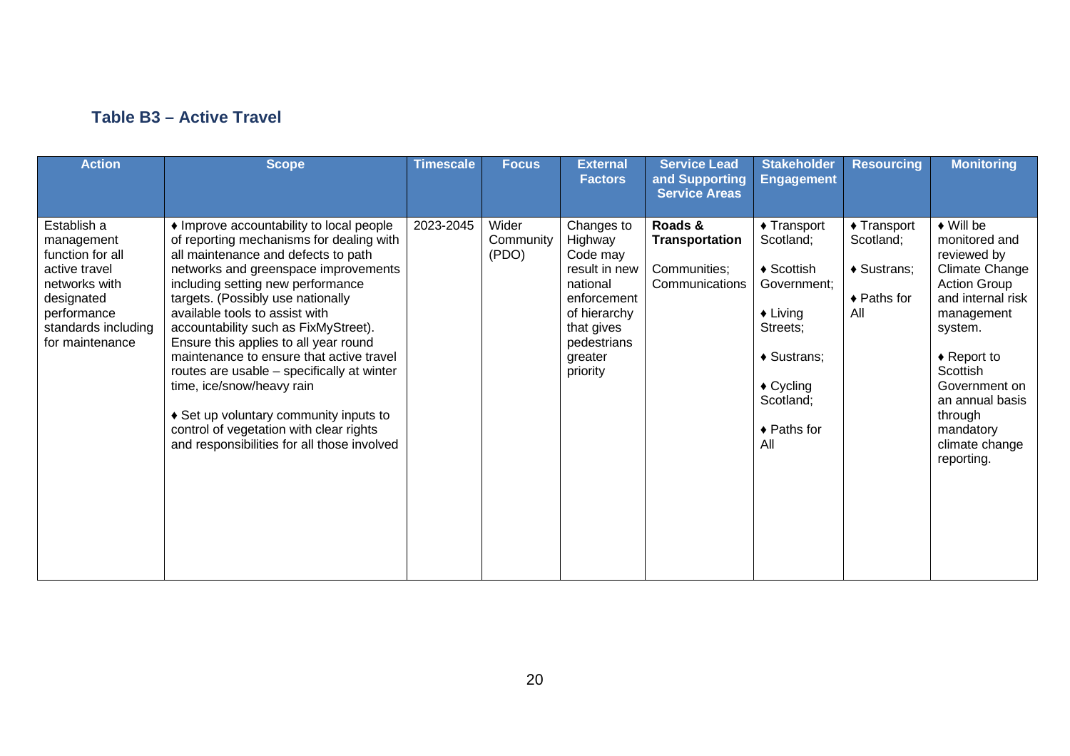### Table B3 – Active Travel

| Action | Scope | Timescale | Focus | External Factors | Service Lead and Supporting Service Areas | Stakeholder Engagement | Resourcing | Monitoring |
|---|---|---|---|---|---|---|---|---|
| Establish a management function for all active travel networks with designated performance standards including for maintenance | ♦ Improve accountability to local people of reporting mechanisms for dealing with all maintenance and defects to path networks and greenspace improvements including setting new performance targets. (Possibly use nationally available tools to assist with accountability such as FixMyStreet). Ensure this applies to all year round maintenance to ensure that active travel routes are usable – specifically at winter time, ice/snow/heavy rain<br><br>♦ Set up voluntary community inputs to control of vegetation with clear rights and responsibilities for all those involved | 2023-2045 | Wider Community (PDO) | Changes to Highway Code may result in new national enforcement of hierarchy that gives pedestrians greater priority | **Roads & Transportation**<br><br>Communities; Communications | ♦ Transport Scotland;<br><br>♦ Scottish Government;<br><br>♦ Living Streets;<br><br>♦ Sustrans;<br><br>♦ Cycling Scotland;<br><br>♦ Paths for All | ♦ Transport Scotland;<br><br>♦ Sustrans;<br><br>♦ Paths for All | ♦ Will be monitored and reviewed by Climate Change Action Group and internal risk management system.<br><br>♦ Report to Scottish Government on an annual basis through mandatory climate change reporting. |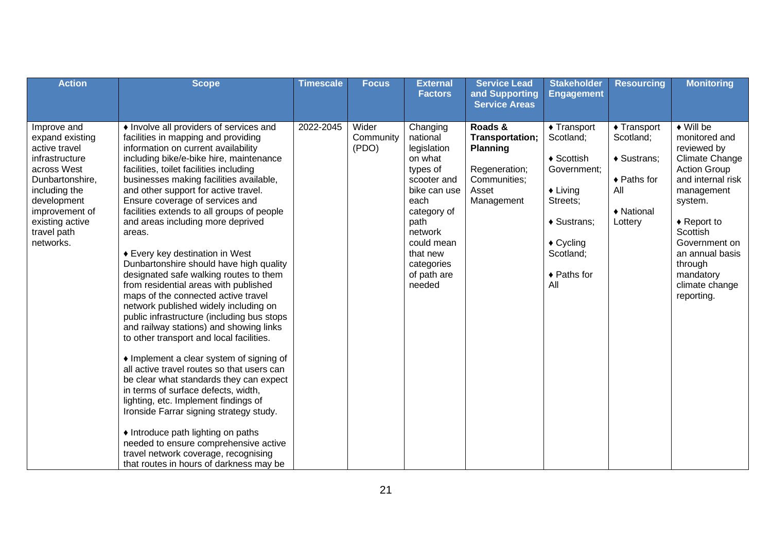| Action | Scope | Timescale | Focus | External Factors | Service Lead and Supporting Service Areas | Stakeholder Engagement | Resourcing | Monitoring |
|---|---|---|---|---|---|---|---|---|
| Improve and expand existing active travel infrastructure across West Dunbartonshire, including the development improvement of existing active travel path networks. | ♦ Involve all providers of services and facilities in mapping and providing information on current availability including bike/e-bike hire, maintenance facilities, toilet facilities including businesses making facilities available, and other support for active travel. Ensure coverage of services and facilities extends to all groups of people and areas including more deprived areas.<br><br>♦ Every key destination in West Dunbartonshire should have high quality designated safe walking routes to them from residential areas with published maps of the connected active travel network published widely including on public infrastructure (including bus stops and railway stations) and showing links to other transport and local facilities.<br><br>♦ Implement a clear system of signing of all active travel routes so that users can be clear what standards they can expect in terms of surface defects, width, lighting, etc. Implement findings of Ironside Farrar signing strategy study.<br><br>♦ Introduce path lighting on paths needed to ensure comprehensive active travel network coverage, recognising that routes in hours of darkness may be | 2022-2045 | Wider Community (PDO) | Changing national legislation on what types of scooter and bike can use each category of path network could mean that new categories of path are needed | **Roads & Transportation; Planning**<br><br>Regeneration; Communities; Asset Management | ♦ Transport Scotland;<br><br>♦ Scottish Government;<br><br>♦ Living Streets;<br><br>♦ Sustrans;<br><br>♦ Cycling Scotland;<br><br>♦ Paths for All | ♦ Transport Scotland;<br><br>♦ Sustrans;<br><br>♦ Paths for All<br><br>♦ National Lottery | ♦ Will be monitored and reviewed by Climate Change Action Group and internal risk management system.<br><br>♦ Report to Scottish Government on an annual basis through mandatory climate change reporting. |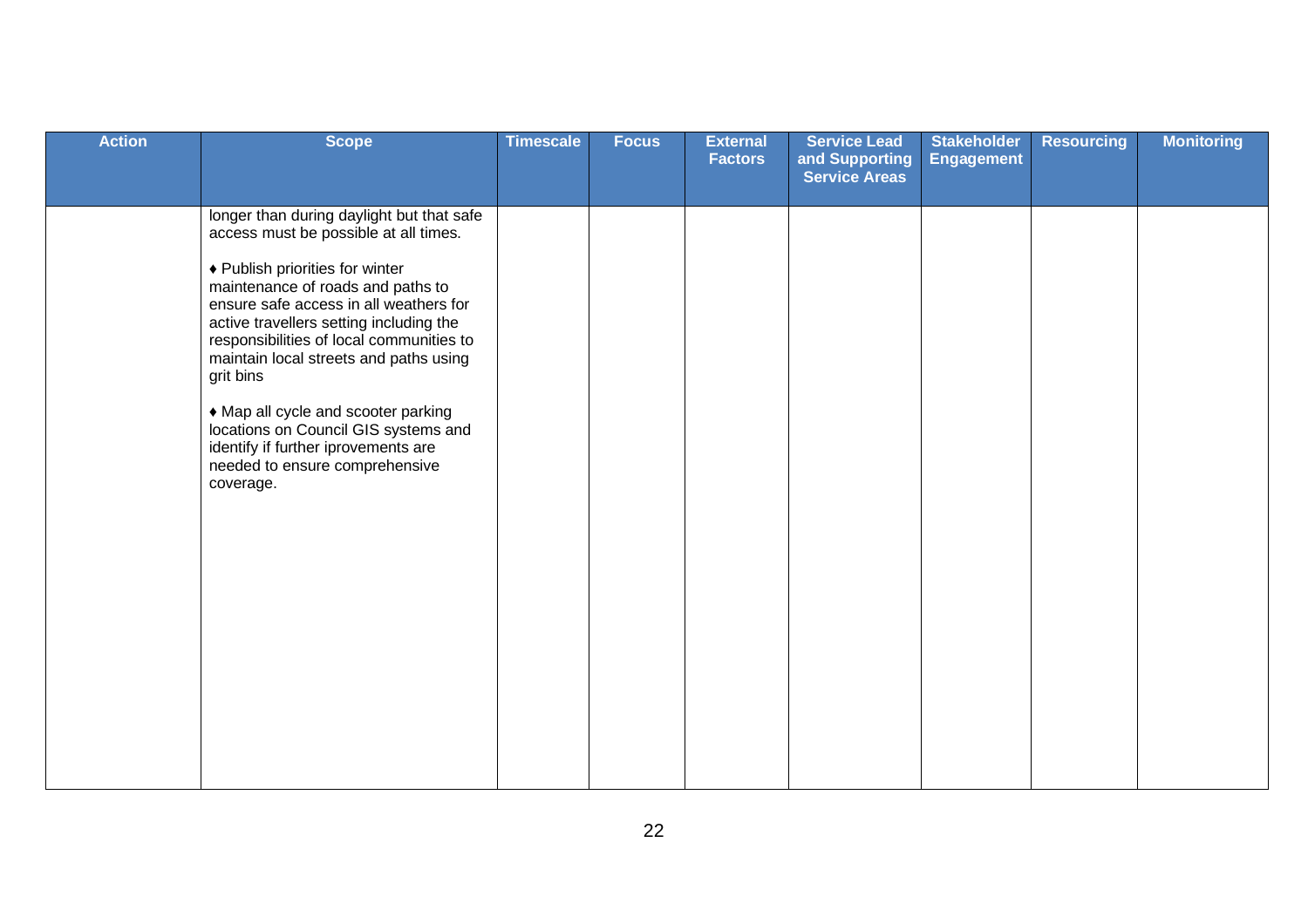| Action | Scope | Timescale | Focus | External Factors | Service Lead and Supporting Service Areas | Stakeholder Engagement | Resourcing | Monitoring |
|---|---|---|---|---|---|---|---|---|
| | longer than during daylight but that safe access must be possible at all times.<br><br>♦ Publish priorities for winter maintenance of roads and paths to ensure safe access in all weathers for active travellers setting including the responsibilities of local communities to maintain local streets and paths using grit bins<br><br>♦ Map all cycle and scooter parking locations on Council GIS systems and identify if further iprovements are needed to ensure comprehensive coverage. | | | | | | | |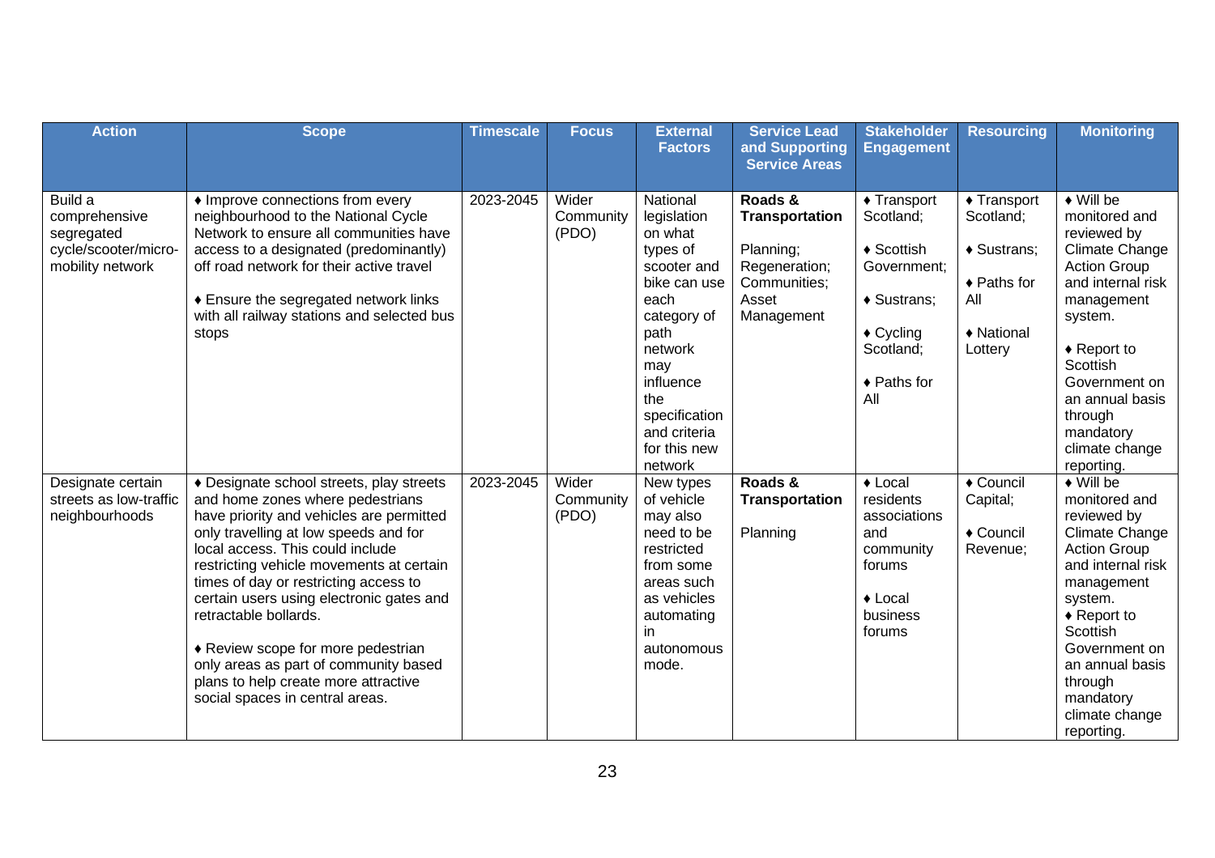| Action | Scope | Timescale | Focus | External Factors | Service Lead and Supporting Service Areas | Stakeholder Engagement | Resourcing | Monitoring |
|---|---|---|---|---|---|---|---|---|
| Build a comprehensive segregated cycle/scooter/micro-mobility network | ♦ Improve connections from every neighbourhood to the National Cycle Network to ensure all communities have access to a designated (predominantly) off road network for their active travel<br><br>♦ Ensure the segregated network links with all railway stations and selected bus stops | 2023-2045 | Wider Community (PDO) | National legislation on what types of scooter and bike can use each category of path network may influence the specification and criteria for this new network | **Roads & Transportation**<br><br>Planning; Regeneration; Communities; Asset Management | ♦ Transport Scotland;<br><br>♦ Scottish Government;<br><br>♦ Sustrans;<br><br>♦ Cycling Scotland;<br><br>♦ Paths for All | ♦ Transport Scotland;<br><br>♦ Sustrans;<br><br>♦ Paths for All<br><br>♦ National Lottery | ♦ Will be monitored and reviewed by Climate Change Action Group and internal risk management system.<br><br>♦ Report to Scottish Government on an annual basis through mandatory climate change reporting. |
| Designate certain streets as low-traffic neighbourhoods | ♦ Designate school streets, play streets and home zones where pedestrians have priority and vehicles are permitted only travelling at low speeds and for local access. This could include restricting vehicle movements at certain times of day or restricting access to certain users using electronic gates and retractable bollards.<br><br>♦ Review scope for more pedestrian only areas as part of community based plans to help create more attractive social spaces in central areas. | 2023-2045 | Wider Community (PDO) | New types of vehicle may also need to be restricted from some areas such as vehicles automating in autonomous mode. | **Roads & Transportation**<br><br>Planning | ♦ Local residents associations and community forums<br><br>♦ Local business forums | ♦ Council Capital;<br><br>♦ Council Revenue; | ♦ Will be monitored and reviewed by Climate Change Action Group and internal risk management system.<br>♦ Report to Scottish Government on an annual basis through mandatory climate change reporting. |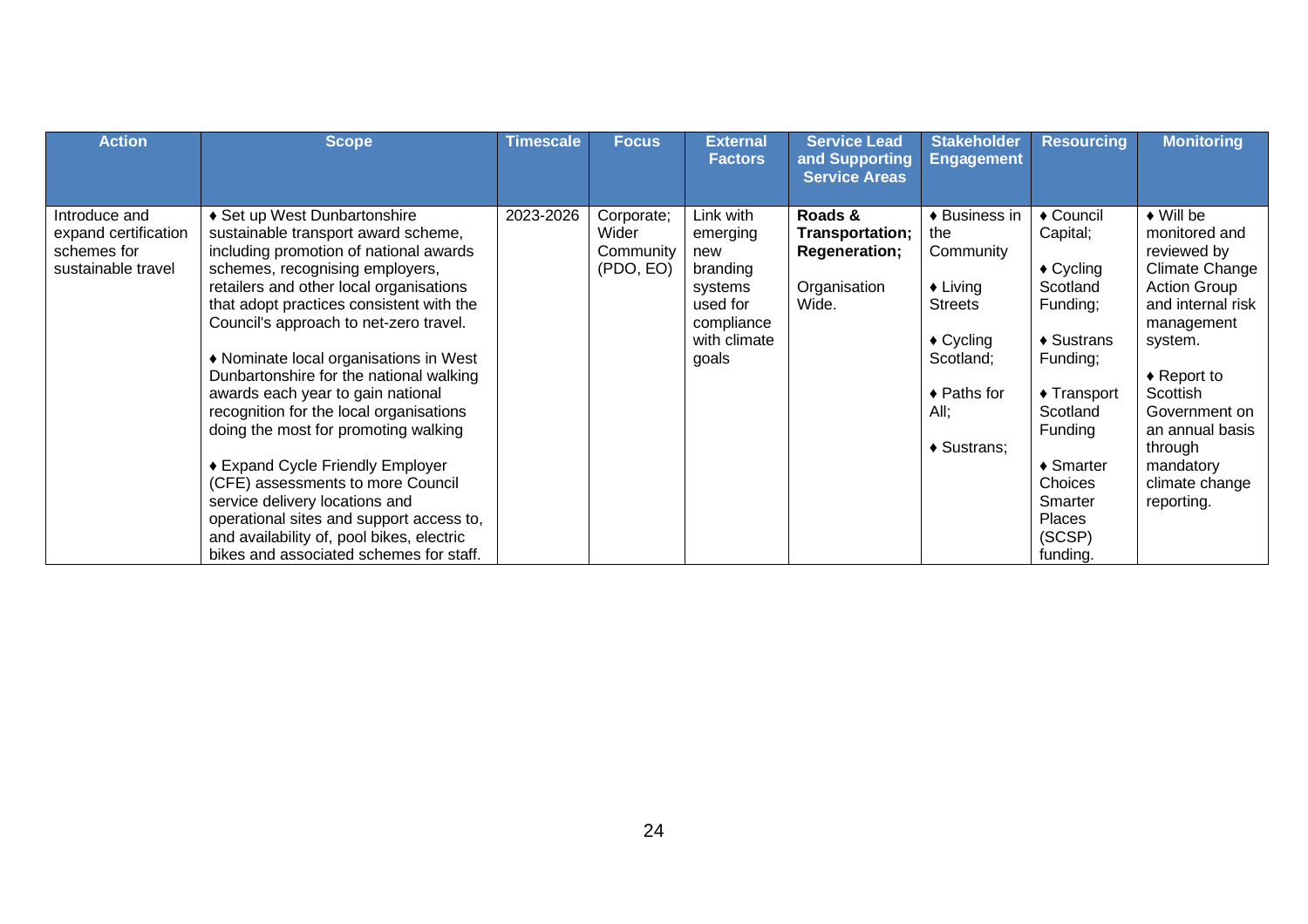| Action | Scope | Timescale | Focus | External Factors | Service Lead and Supporting Service Areas | Stakeholder Engagement | Resourcing | Monitoring |
|---|---|---|---|---|---|---|---|---|
| Introduce and expand certification schemes for sustainable travel | ♦ Set up West Dunbartonshire sustainable transport award scheme, including promotion of national awards schemes, recognising employers, retailers and other local organisations that adopt practices consistent with the Council's approach to net-zero travel.<br><br>♦ Nominate local organisations in West Dunbartonshire for the national walking awards each year to gain national recognition for the local organisations doing the most for promoting walking<br><br>♦ Expand Cycle Friendly Employer (CFE) assessments to more Council service delivery locations and operational sites and support access to, and availability of, pool bikes, electric bikes and associated schemes for staff. | 2023-2026 | Corporate; Wider Community (PDO, EO) | Link with emerging new branding systems used for compliance with climate goals | **Roads & Transportation; Regeneration;**<br><br>Organisation Wide. | ♦ Business in the Community<br><br>♦ Living Streets<br><br>♦ Cycling Scotland;<br><br>♦ Paths for All;<br><br>♦ Sustrans; | ♦ Council Capital;<br><br>♦ Cycling Scotland Funding;<br><br>♦ Sustrans Funding;<br><br>♦ Transport Scotland Funding<br><br>♦ Smarter Choices Smarter Places (SCSP) funding. | ♦ Will be monitored and reviewed by Climate Change Action Group and internal risk management system.<br><br>♦ Report to Scottish Government on an annual basis through mandatory climate change reporting. |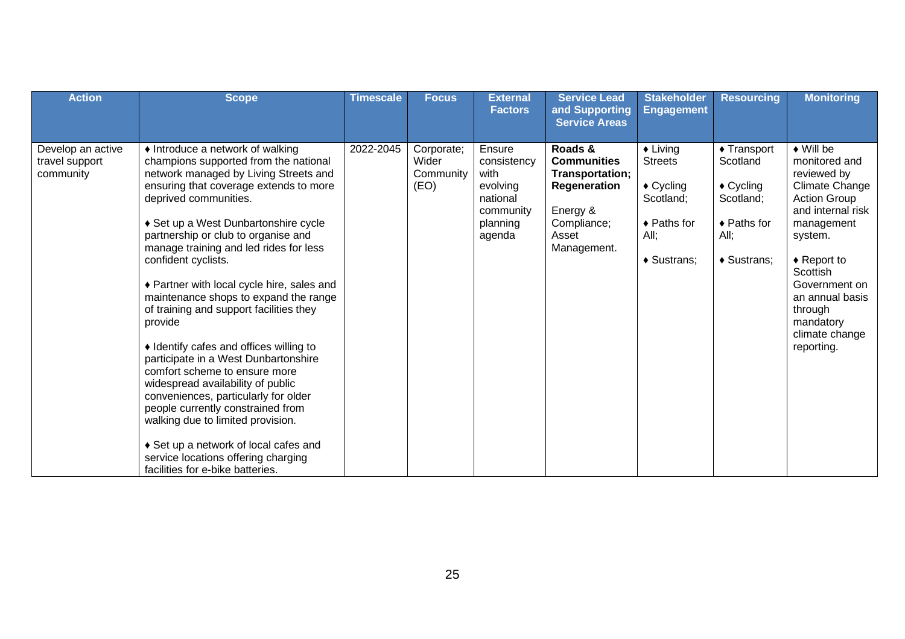| Action | Scope | Timescale | Focus | External Factors | Service Lead and Supporting Service Areas | Stakeholder Engagement | Resourcing | Monitoring |
|---|---|---|---|---|---|---|---|---|
| Develop an active travel support community | ♦ Introduce a network of walking champions supported from the national network managed by Living Streets and ensuring that coverage extends to more deprived communities.<br><br>♦ Set up a West Dunbartonshire cycle partnership or club to organise and manage training and led rides for less confident cyclists.<br><br>♦ Partner with local cycle hire, sales and maintenance shops to expand the range of training and support facilities they provide<br><br>♦ Identify cafes and offices willing to participate in a West Dunbartonshire comfort scheme to ensure more widespread availability of public conveniences, particularly for older people currently constrained from walking due to limited provision.<br><br>♦ Set up a network of local cafes and service locations offering charging facilities for e-bike batteries. | 2022-2045 | Corporate; Wider Community (EO) | Ensure consistency with evolving national community planning agenda | **Roads & Communities Transportation; Regeneration**<br><br>Energy & Compliance; Asset Management. | ♦ Living Streets<br><br>♦ Cycling Scotland;<br><br>♦ Paths for All;<br><br>♦ Sustrans; | ♦ Transport Scotland<br><br>♦ Cycling Scotland;<br><br>♦ Paths for All;<br><br>♦ Sustrans; | ♦ Will be monitored and reviewed by Climate Change Action Group and internal risk management system.<br><br>♦ Report to Scottish Government on an annual basis through mandatory climate change reporting. |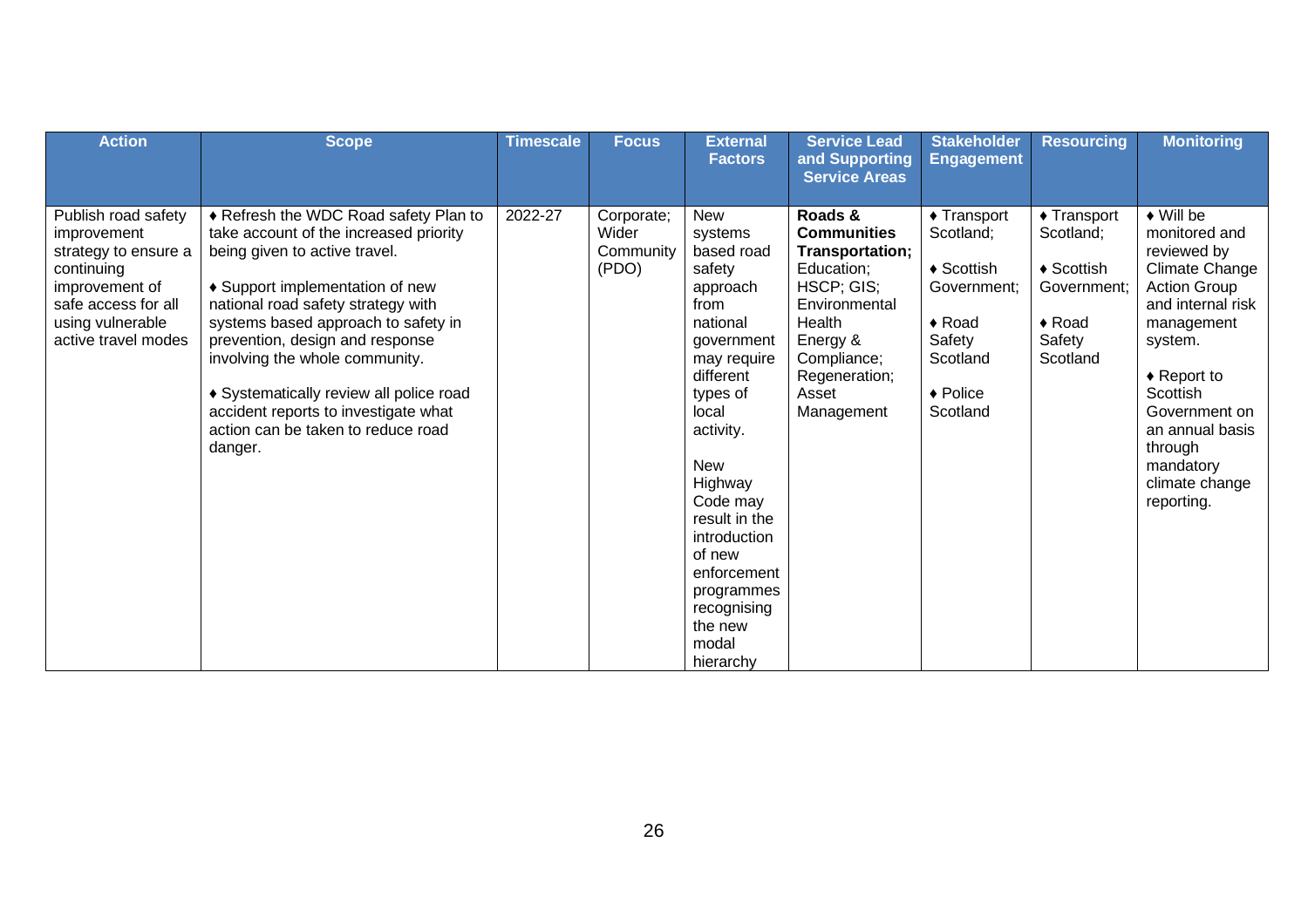| Action | Scope | Timescale | Focus | External Factors | Service Lead and Supporting Service Areas | Stakeholder Engagement | Resourcing | Monitoring |
|---|---|---|---|---|---|---|---|---|
| Publish road safety improvement strategy to ensure a continuing improvement of safe access for all using vulnerable active travel modes | ♦ Refresh the WDC Road safety Plan to take account of the increased priority being given to active travel.<br><br>♦ Support implementation of new national road safety strategy with systems based approach to safety in prevention, design and response involving the whole community.<br><br>♦ Systematically review all police road accident reports to investigate what action can be taken to reduce road danger. | 2022-27 | Corporate; Wider Community (PDO) | New systems based road safety approach from national government may require different types of local activity.<br><br>New Highway Code may result in the introduction of new enforcement programmes recognising the new modal hierarchy | **Roads & Communities Transportation;** Education; HSCP; GIS; Environmental Health Energy & Compliance; Regeneration; Asset Management | ♦ Transport Scotland;<br><br>♦ Scottish Government;<br><br>♦ Road Safety Scotland<br><br>♦ Police Scotland | ♦ Transport Scotland;<br><br>♦ Scottish Government;<br><br>♦ Road Safety Scotland | ♦ Will be monitored and reviewed by Climate Change Action Group and internal risk management system.<br><br>♦ Report to Scottish Government on an annual basis through mandatory climate change reporting. |